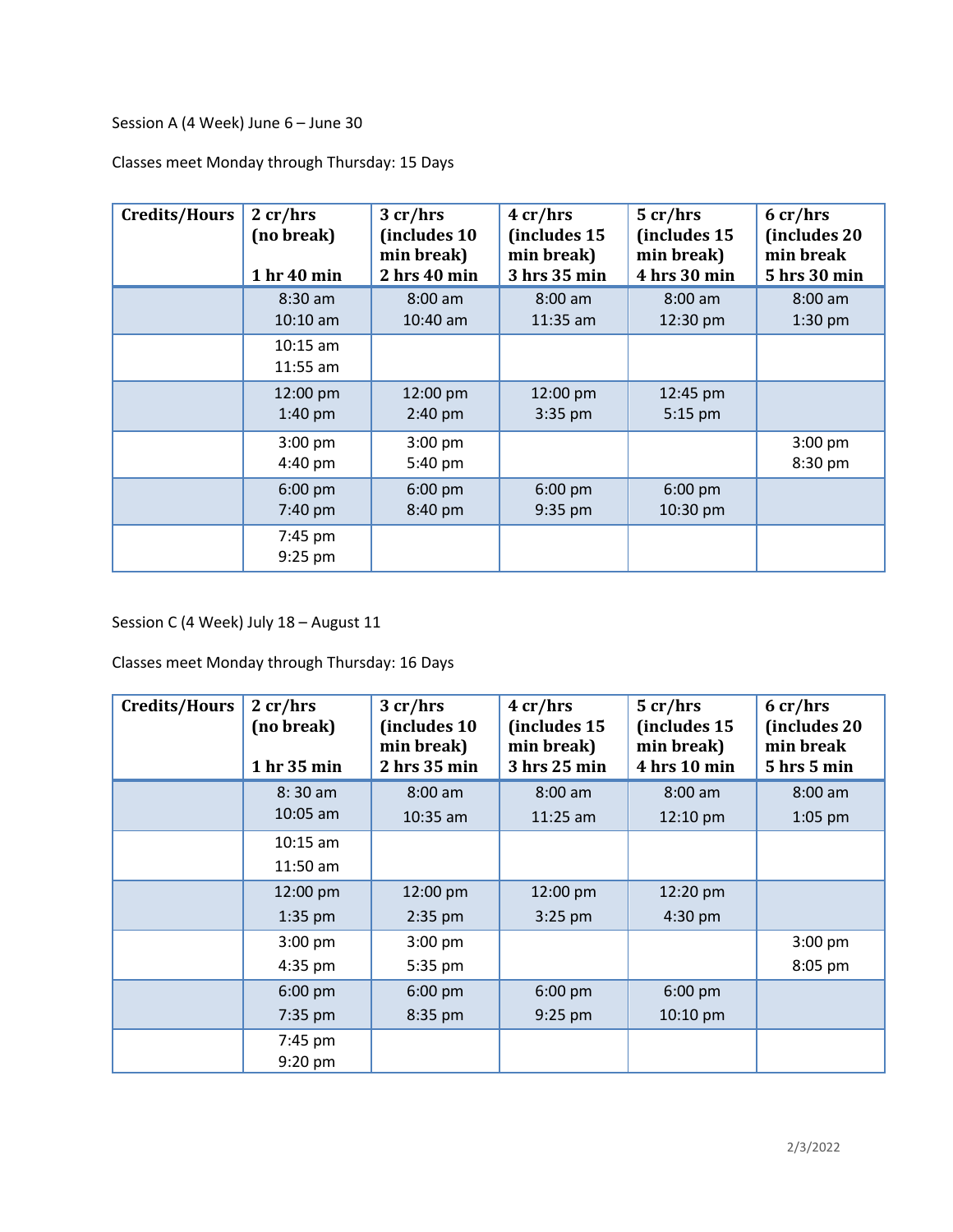Session A (4 Week) June 6 – June 30

Classes meet Monday through Thursday: 15 Days

| Credits/Hours | 2 cr/hrs (no break) 1 hr 40 min | 3 cr/hrs (includes 10 min break) 2 hrs 40 min | 4 cr/hrs (includes 15 min break) 3 hrs 35 min | 5 cr/hrs (includes 15 min break) 4 hrs 30 min | 6 cr/hrs (includes 20 min break 5 hrs 30 min |
|---|---|---|---|---|---|
| | 8:30 am 10:10 am | 8:00 am 10:40 am | 8:00 am 11:35 am | 8:00 am 12:30 pm | 8:00 am 1:30 pm |
| | 10:15 am 11:55 am | | | | |
| | 12:00 pm 1:40 pm | 12:00 pm 2:40 pm | 12:00 pm 3:35 pm | 12:45 pm 5:15 pm | |
| | 3:00 pm 4:40 pm | 3:00 pm 5:40 pm | | | 3:00 pm 8:30 pm |
| | 6:00 pm 7:40 pm | 6:00 pm 8:40 pm | 6:00 pm 9:35 pm | 6:00 pm 10:30 pm | |
| | 7:45 pm 9:25 pm | | | | |

Session C (4 Week) July 18 – August 11

Classes meet Monday through Thursday: 16 Days

| Credits/Hours | 2 cr/hrs (no break) 1 hr 35 min | 3 cr/hrs (includes 10 min break) 2 hrs 35 min | 4 cr/hrs (includes 15 min break) 3 hrs 25 min | 5 cr/hrs (includes 15 min break) 4 hrs 10 min | 6 cr/hrs (includes 20 min break 5 hrs 5 min |
|---|---|---|---|---|---|
| | 8: 30 am 10:05 am | 8:00 am 10:35 am | 8:00 am 11:25 am | 8:00 am 12:10 pm | 8:00 am 1:05 pm |
| | 10:15 am 11:50 am | | | | |
| | 12:00 pm 1:35 pm | 12:00 pm 2:35 pm | 12:00 pm 3:25 pm | 12:20 pm 4:30 pm | |
| | 3:00 pm 4:35 pm | 3:00 pm 5:35 pm | | | 3:00 pm 8:05 pm |
| | 6:00 pm 7:35 pm | 6:00 pm 8:35 pm | 6:00 pm 9:25 pm | 6:00 pm 10:10 pm | |
| | 7:45 pm 9:20 pm | | | | |

2/3/2022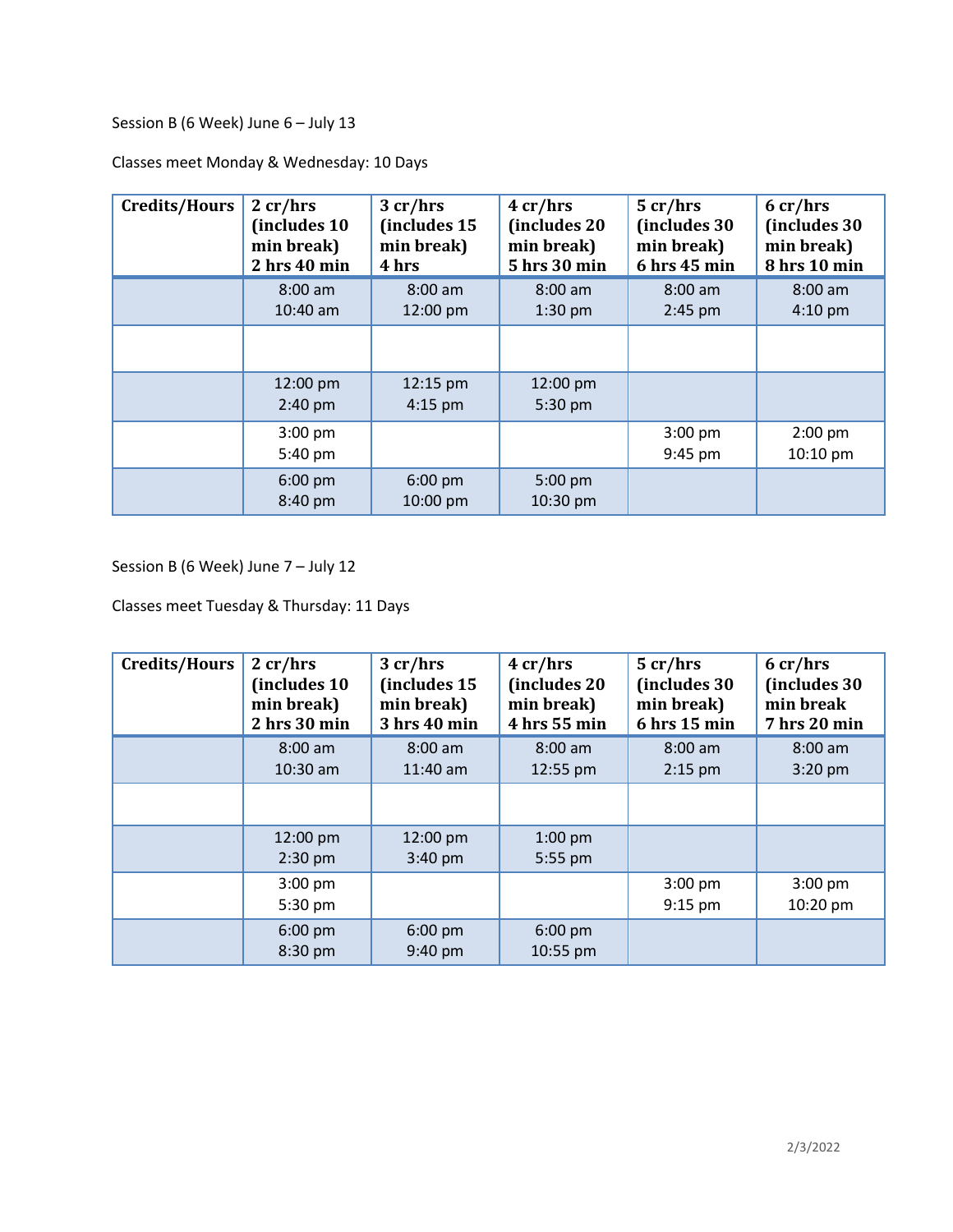Session B (6 Week) June 6 – July 13

Classes meet Monday & Wednesday: 10 Days

| Credits/Hours | 2 cr/hrs (includes 10 min break) 2 hrs 40 min | 3 cr/hrs (includes 15 min break) 4 hrs | 4 cr/hrs (includes 20 min break) 5 hrs 30 min | 5 cr/hrs (includes 30 min break) 6 hrs 45 min | 6 cr/hrs (includes 30 min break) 8 hrs 10 min |
|---|---|---|---|---|---|
| | 8:00 am<br>10:40 am | 8:00 am<br>12:00 pm | 8:00 am<br>1:30 pm | 8:00 am<br>2:45 pm | 8:00 am<br>4:10 pm |
| | | | | | |
| | 12:00 pm<br>2:40 pm | 12:15 pm<br>4:15 pm | 12:00 pm<br>5:30 pm | | |
| | 3:00 pm<br>5:40 pm | | | 3:00 pm<br>9:45 pm | 2:00 pm<br>10:10 pm |
| | 6:00 pm<br>8:40 pm | 6:00 pm<br>10:00 pm | 5:00 pm<br>10:30 pm | | |

Session B (6 Week) June 7 – July 12

Classes meet Tuesday & Thursday: 11 Days

| Credits/Hours | 2 cr/hrs (includes 10 min break) 2 hrs 30 min | 3 cr/hrs (includes 15 min break) 3 hrs 40 min | 4 cr/hrs (includes 20 min break) 4 hrs 55 min | 5 cr/hrs (includes 30 min break) 6 hrs 15 min | 6 cr/hrs (includes 30 min break 7 hrs 20 min |
|---|---|---|---|---|---|
| | 8:00 am<br>10:30 am | 8:00 am<br>11:40 am | 8:00 am<br>12:55 pm | 8:00 am<br>2:15 pm | 8:00 am<br>3:20 pm |
| | | | | | |
| | 12:00 pm<br>2:30 pm | 12:00 pm<br>3:40 pm | 1:00 pm<br>5:55 pm | | |
| | 3:00 pm<br>5:30 pm | | | 3:00 pm<br>9:15 pm | 3:00 pm<br>10:20 pm |
| | 6:00 pm<br>8:30 pm | 6:00 pm<br>9:40 pm | 6:00 pm<br>10:55 pm | | |

2/3/2022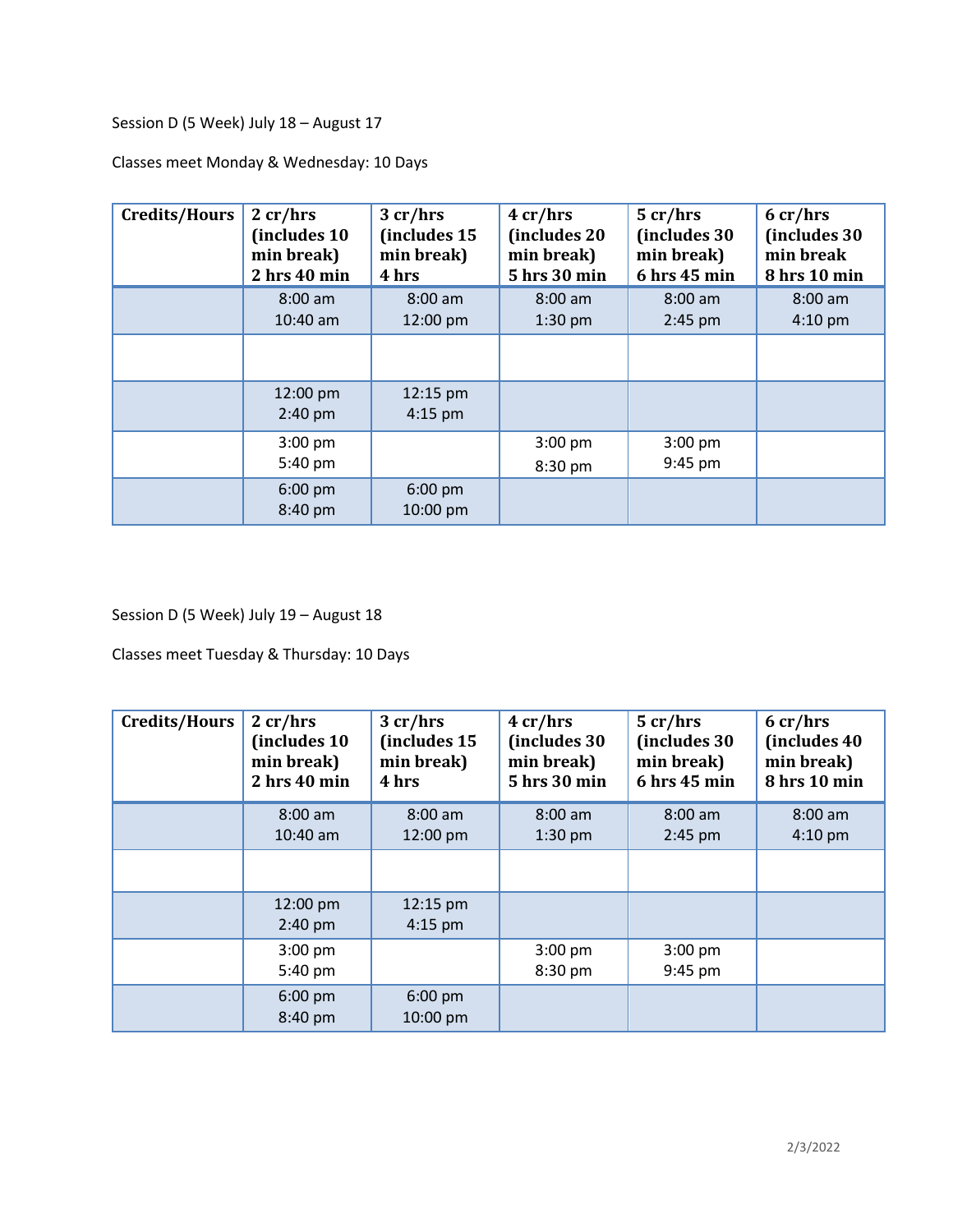Session D (5 Week) July 18 – August 17

Classes meet Monday & Wednesday: 10 Days

| Credits/Hours | 2 cr/hrs (includes 10 min break) 2 hrs 40 min | 3 cr/hrs (includes 15 min break) 4 hrs | 4 cr/hrs (includes 20 min break) 5 hrs 30 min | 5 cr/hrs (includes 30 min break) 6 hrs 45 min | 6 cr/hrs (includes 30 min break 8 hrs 10 min |
|---|---|---|---|---|---|
| | 8:00 am 10:40 am | 8:00 am 12:00 pm | 8:00 am 1:30 pm | 8:00 am 2:45 pm | 8:00 am 4:10 pm |
| | | | | | |
| | 12:00 pm 2:40 pm | 12:15 pm 4:15 pm | | | |
| | 3:00 pm 5:40 pm | | 3:00 pm 8:30 pm | 3:00 pm 9:45 pm | |
| | 6:00 pm 8:40 pm | 6:00 pm 10:00 pm | | | |

Session D (5 Week) July 19 – August 18

Classes meet Tuesday & Thursday: 10 Days

| Credits/Hours | 2 cr/hrs (includes 10 min break) 2 hrs 40 min | 3 cr/hrs (includes 15 min break) 4 hrs | 4 cr/hrs (includes 30 min break) 5 hrs 30 min | 5 cr/hrs (includes 30 min break) 6 hrs 45 min | 6 cr/hrs (includes 40 min break) 8 hrs 10 min |
|---|---|---|---|---|---|
| | 8:00 am 10:40 am | 8:00 am 12:00 pm | 8:00 am 1:30 pm | 8:00 am 2:45 pm | 8:00 am 4:10 pm |
| | | | | | |
| | 12:00 pm 2:40 pm | 12:15 pm 4:15 pm | | | |
| | 3:00 pm 5:40 pm | | 3:00 pm 8:30 pm | 3:00 pm 9:45 pm | |
| | 6:00 pm 8:40 pm | 6:00 pm 10:00 pm | | | |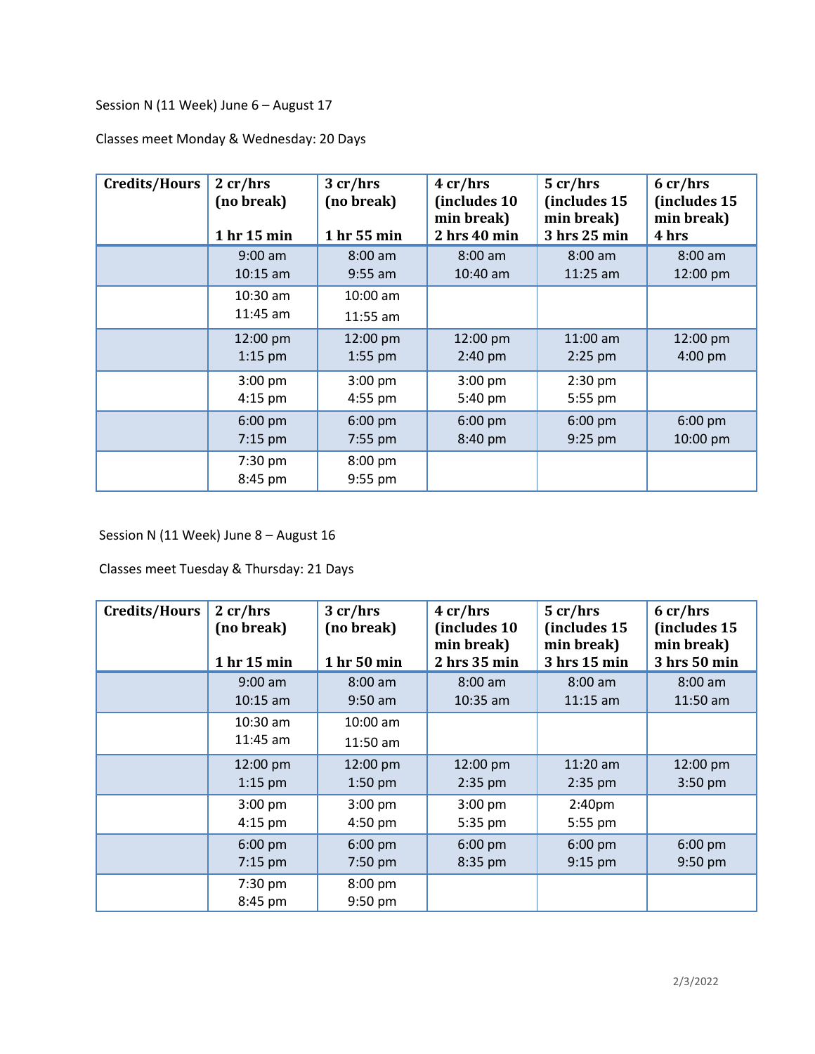Session N (11 Week) June 6 – August 17

Classes meet Monday & Wednesday: 20 Days

| Credits/Hours | 2 cr/hrs (no break) 1 hr 15 min | 3 cr/hrs (no break) 1 hr 55 min | 4 cr/hrs (includes 10 min break) 2 hrs 40 min | 5 cr/hrs (includes 15 min break) 3 hrs 25 min | 6 cr/hrs (includes 15 min break) 4 hrs |
|---|---|---|---|---|---|
| | 9:00 am 10:15 am | 8:00 am 9:55 am | 8:00 am 10:40 am | 8:00 am 11:25 am | 8:00 am 12:00 pm |
| | 10:30 am 11:45 am | 10:00 am 11:55 am | | | |
| | 12:00 pm 1:15 pm | 12:00 pm 1:55 pm | 12:00 pm 2:40 pm | 11:00 am 2:25 pm | 12:00 pm 4:00 pm |
| | 3:00 pm 4:15 pm | 3:00 pm 4:55 pm | 3:00 pm 5:40 pm | 2:30 pm 5:55 pm | |
| | 6:00 pm 7:15 pm | 6:00 pm 7:55 pm | 6:00 pm 8:40 pm | 6:00 pm 9:25 pm | 6:00 pm 10:00 pm |
| | 7:30 pm 8:45 pm | 8:00 pm 9:55 pm | | | |

Session N (11 Week) June 8 – August 16

Classes meet Tuesday & Thursday: 21 Days

| Credits/Hours | 2 cr/hrs (no break) 1 hr 15 min | 3 cr/hrs (no break) 1 hr 50 min | 4 cr/hrs (includes 10 min break) 2 hrs 35 min | 5 cr/hrs (includes 15 min break) 3 hrs 15 min | 6 cr/hrs (includes 15 min break) 3 hrs 50 min |
|---|---|---|---|---|---|
| | 9:00 am 10:15 am | 8:00 am 9:50 am | 8:00 am 10:35 am | 8:00 am 11:15 am | 8:00 am 11:50 am |
| | 10:30 am 11:45 am | 10:00 am 11:50 am | | | |
| | 12:00 pm 1:15 pm | 12:00 pm 1:50 pm | 12:00 pm 2:35 pm | 11:20 am 2:35 pm | 12:00 pm 3:50 pm |
| | 3:00 pm 4:15 pm | 3:00 pm 4:50 pm | 3:00 pm 5:35 pm | 2:40pm 5:55 pm | |
| | 6:00 pm 7:15 pm | 6:00 pm 7:50 pm | 6:00 pm 8:35 pm | 6:00 pm 9:15 pm | 6:00 pm 9:50 pm |
| | 7:30 pm 8:45 pm | 8:00 pm 9:50 pm | | | |

2/3/2022